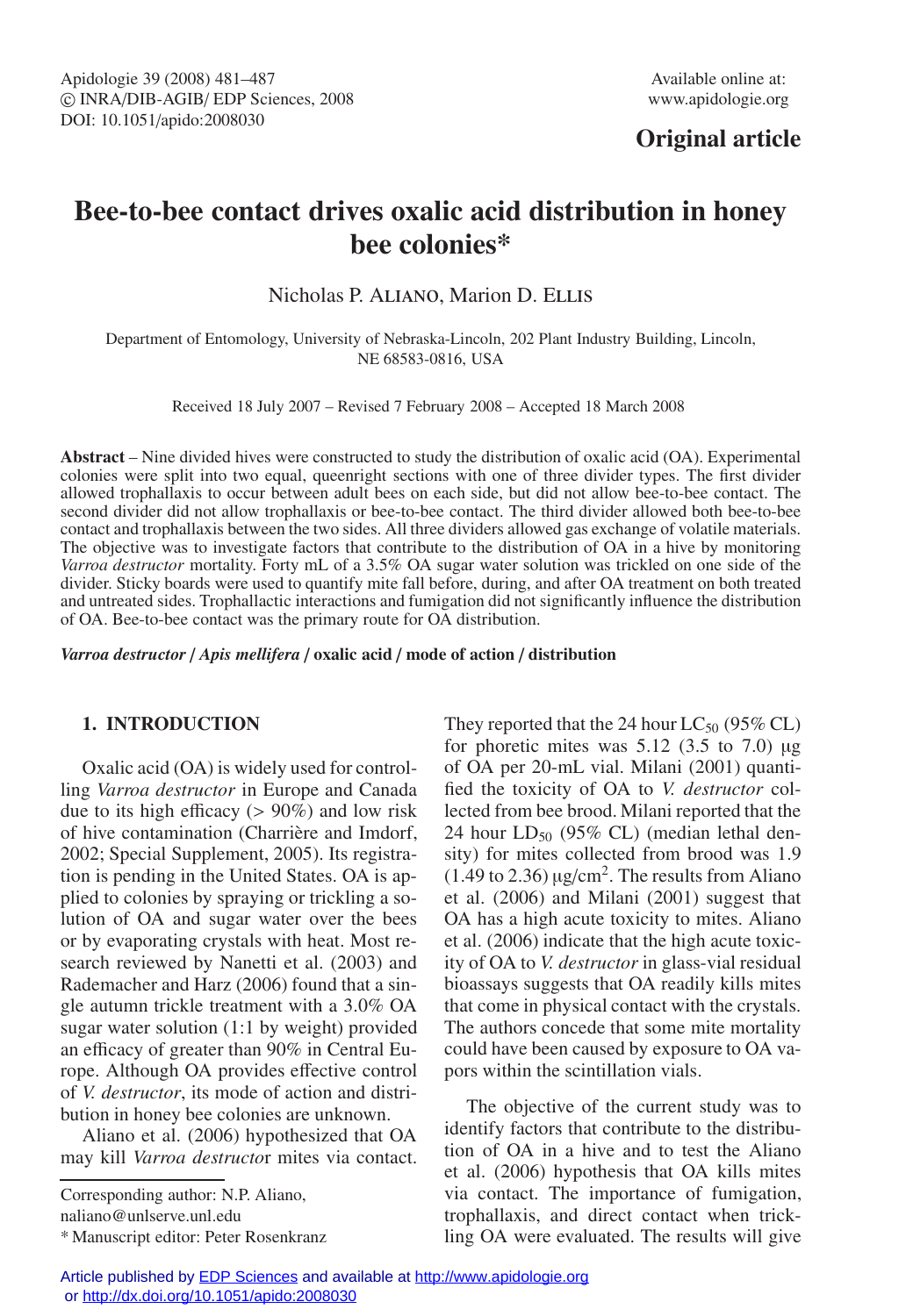Original article

# Bee-to-bee contact drives oxalic acid distribution in honey bee colonies*

Nicholas P. Aliano, Marion D. Ellis

Department of Entomology, University of Nebraska-Lincoln, 202 Plant Industry Building, Lincoln, NE 68583-0816, USA

Received 18 July 2007 – Revised 7 February 2008 – Accepted 18 March 2008

**Abstract** – Nine divided hives were constructed to study the distribution of oxalic acid (OA). Experimental colonies were split into two equal, queenright sections with one of three divider types. The first divider allowed trophallaxis to occur between adult bees on each side, but did not allow bee-to-bee contact. The second divider did not allow trophallaxis or bee-to-bee contact. The third divider allowed both bee-to-bee contact and trophallaxis between the two sides. All three dividers allowed gas exchange of volatile materials. The objective was to investigate factors that contribute to the distribution of OA in a hive by monitoring *Varroa destructor* mortality. Forty mL of a 3.5% OA sugar water solution was trickled on one side of the divider. Sticky boards were used to quantify mite fall before, during, and after OA treatment on both treated and untreated sides. Trophallactic interactions and fumigation did not significantly influence the distribution of OA. Bee-to-bee contact was the primary route for OA distribution.

***Varroa destructor* / *Apis mellifera* / oxalic acid / mode of action / distribution**

## 1. INTRODUCTION

Oxalic acid (OA) is widely used for controlling *Varroa destructor* in Europe and Canada due to its high efficacy (> 90%) and low risk of hive contamination (Charrière and Imdorf, 2002; Special Supplement, 2005). Its registration is pending in the United States. OA is applied to colonies by spraying or trickling a solution of OA and sugar water over the bees or by evaporating crystals with heat. Most research reviewed by Nanetti et al. (2003) and Rademacher and Harz (2006) found that a single autumn trickle treatment with a 3.0% OA sugar water solution (1:1 by weight) provided an efficacy of greater than 90% in Central Europe. Although OA provides effective control of *V. destructor*, its mode of action and distribution in honey bee colonies are unknown.

Aliano et al. (2006) hypothesized that OA may kill *Varroa destructor* mites via contact. They reported that the 24 hour $LC_{50}$ (95% CL) for phoretic mites was 5.12 (3.5 to 7.0) μg of OA per 20-mL vial. Milani (2001) quantified the toxicity of OA to *V. destructor* collected from bee brood. Milani reported that the 24 hour $LD_{50}$ (95% CL) (median lethal density) for mites collected from brood was 1.9 (1.49 to 2.36) μg/cm$^2$. The results from Aliano et al. (2006) and Milani (2001) suggest that OA has a high acute toxicity to mites. Aliano et al. (2006) indicate that the high acute toxicity of OA to *V. destructor* in glass-vial residual bioassays suggests that OA readily kills mites that come in physical contact with the crystals. The authors concede that some mite mortality could have been caused by exposure to OA vapors within the scintillation vials.

The objective of the current study was to identify factors that contribute to the distribution of OA in a hive and to test the Aliano et al. (2006) hypothesis that OA kills mites via contact. The importance of fumigation, trophallaxis, and direct contact when trickling OA were evaluated. The results will give

Corresponding author: N.P. Aliano, naliano@unlserve.unl.edu

\* Manuscript editor: Peter Rosenkranz

Article published by EDP Sciences and available at http://www.apidologie.org or http://dx.doi.org/10.1051/apido:2008030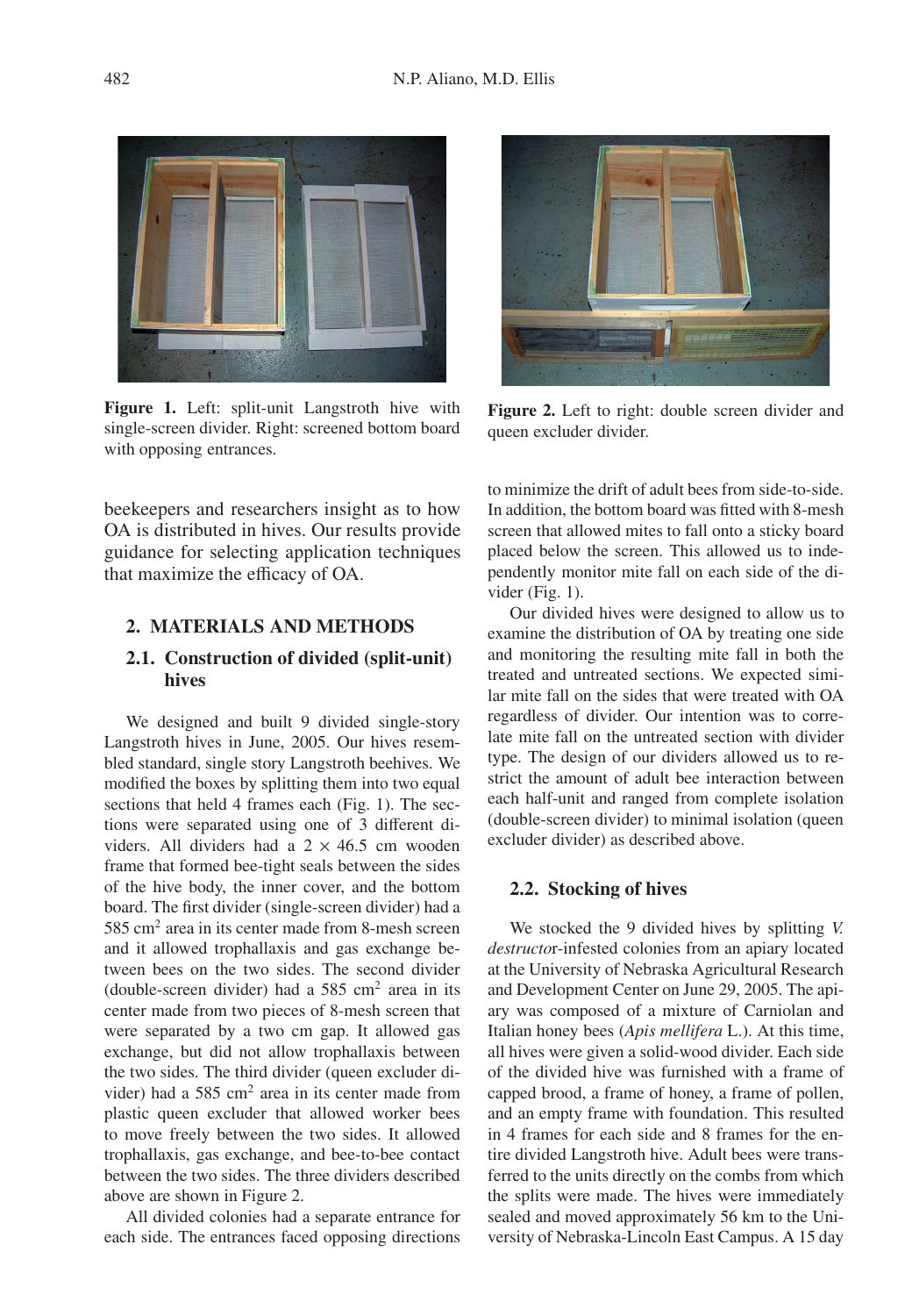Figure 1. Left: split-unit Langstroth hive with single-screen divider. Right: screened bottom board with opposing entrances.

Figure 2. Left to right: double screen divider and queen excluder divider.

beekeepers and researchers insight as to how OA is distributed in hives. Our results provide guidance for selecting application techniques that maximize the efficacy of OA.

## 2. MATERIALS AND METHODS

### 2.1. Construction of divided (split-unit) hives

We designed and built 9 divided single-story Langstroth hives in June, 2005. Our hives resembled standard, single story Langstroth beehives. We modified the boxes by splitting them into two equal sections that held 4 frames each (Fig. 1). The sections were separated using one of 3 different dividers. All dividers had a $2 \times 46.5$ cm wooden frame that formed bee-tight seals between the sides of the hive body, the inner cover, and the bottom board. The first divider (single-screen divider) had a 585 $cm^2$ area in its center made from 8-mesh screen and it allowed trophallaxis and gas exchange between bees on the two sides. The second divider (double-screen divider) had a 585 $cm^2$ area in its center made from two pieces of 8-mesh screen that were separated by a two cm gap. It allowed gas exchange, but did not allow trophallaxis between the two sides. The third divider (queen excluder divider) had a 585 $cm^2$ area in its center made from plastic queen excluder that allowed worker bees to move freely between the two sides. It allowed trophallaxis, gas exchange, and bee-to-bee contact between the two sides. The three dividers described above are shown in Figure 2.

All divided colonies had a separate entrance for each side. The entrances faced opposing directions to minimize the drift of adult bees from side-to-side. In addition, the bottom board was fitted with 8-mesh screen that allowed mites to fall onto a sticky board placed below the screen. This allowed us to independently monitor mite fall on each side of the divider (Fig. 1).

Our divided hives were designed to allow us to examine the distribution of OA by treating one side and monitoring the resulting mite fall in both the treated and untreated sections. We expected similar mite fall on the sides that were treated with OA regardless of divider. Our intention was to correlate mite fall on the untreated section with divider type. The design of our dividers allowed us to restrict the amount of adult bee interaction between each half-unit and ranged from complete isolation (double-screen divider) to minimal isolation (queen excluder divider) as described above.

### 2.2. Stocking of hives

We stocked the 9 divided hives by splitting *V. destructor*-infested colonies from an apiary located at the University of Nebraska Agricultural Research and Development Center on June 29, 2005. The apiary was composed of a mixture of Carniolan and Italian honey bees (*Apis mellifera* L.). At this time, all hives were given a solid-wood divider. Each side of the divided hive was furnished with a frame of capped brood, a frame of honey, a frame of pollen, and an empty frame with foundation. This resulted in 4 frames for each side and 8 frames for the entire divided Langstroth hive. Adult bees were transferred to the units directly on the combs from which the splits were made. The hives were immediately sealed and moved approximately 56 km to the University of Nebraska-Lincoln East Campus. A 15 day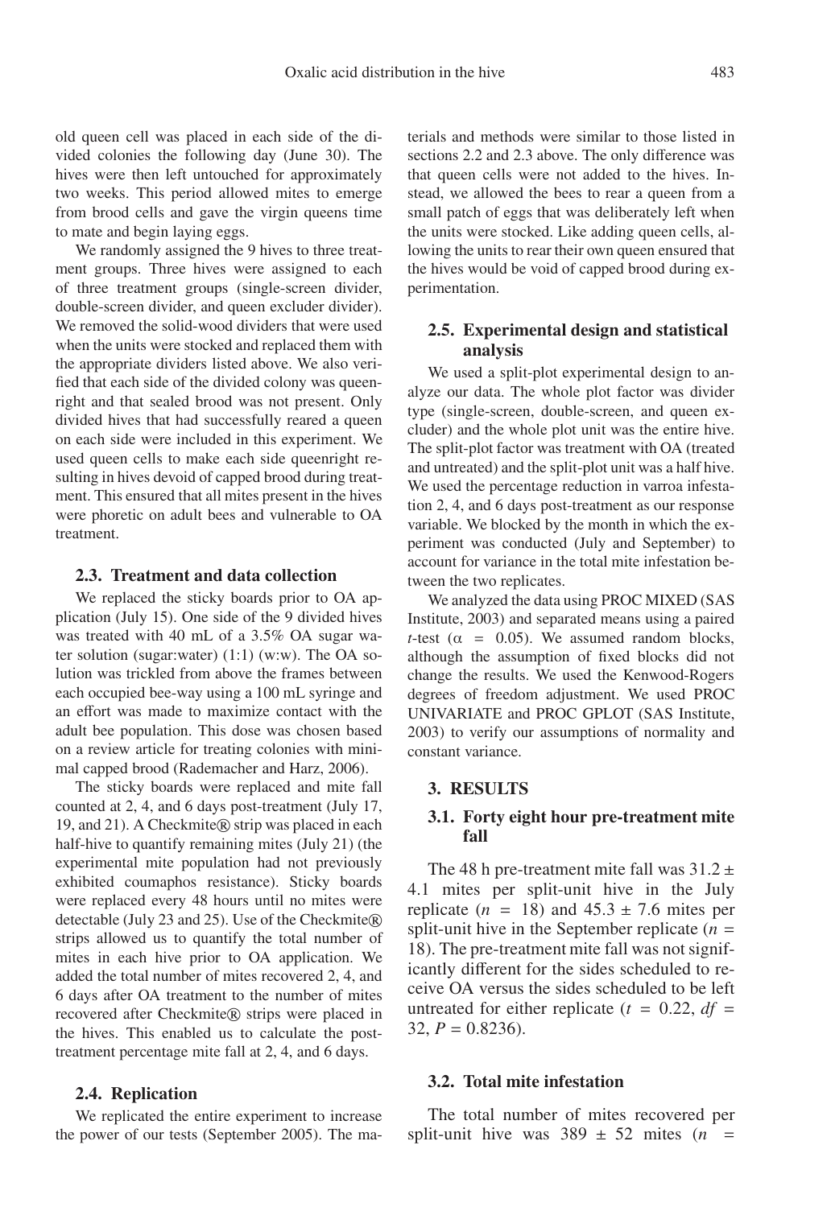old queen cell was placed in each side of the divided colonies the following day (June 30). The hives were then left untouched for approximately two weeks. This period allowed mites to emerge from brood cells and gave the virgin queens time to mate and begin laying eggs.

We randomly assigned the 9 hives to three treatment groups. Three hives were assigned to each of three treatment groups (single-screen divider, double-screen divider, and queen excluder divider). We removed the solid-wood dividers that were used when the units were stocked and replaced them with the appropriate dividers listed above. We also verified that each side of the divided colony was queenright and that sealed brood was not present. Only divided hives that had successfully reared a queen on each side were included in this experiment. We used queen cells to make each side queenright resulting in hives devoid of capped brood during treatment. This ensured that all mites present in the hives were phoretic on adult bees and vulnerable to OA treatment.

### 2.3. Treatment and data collection

We replaced the sticky boards prior to OA application (July 15). One side of the 9 divided hives was treated with 40 mL of a 3.5% OA sugar water solution (sugar:water) (1:1) (w:w). The OA solution was trickled from above the frames between each occupied bee-way using a 100 mL syringe and an effort was made to maximize contact with the adult bee population. This dose was chosen based on a review article for treating colonies with minimal capped brood (Rademacher and Harz, 2006).

The sticky boards were replaced and mite fall counted at 2, 4, and 6 days post-treatment (July 17, 19, and 21). A Checkmite® strip was placed in each half-hive to quantify remaining mites (July 21) (the experimental mite population had not previously exhibited coumaphos resistance). Sticky boards were replaced every 48 hours until no mites were detectable (July 23 and 25). Use of the Checkmite® strips allowed us to quantify the total number of mites in each hive prior to OA application. We added the total number of mites recovered 2, 4, and 6 days after OA treatment to the number of mites recovered after Checkmite® strips were placed in the hives. This enabled us to calculate the post-treatment percentage mite fall at 2, 4, and 6 days.

### 2.4. Replication

We replicated the entire experiment to increase the power of our tests (September 2005). The materials and methods were similar to those listed in sections 2.2 and 2.3 above. The only difference was that queen cells were not added to the hives. Instead, we allowed the bees to rear a queen from a small patch of eggs that was deliberately left when the units were stocked. Like adding queen cells, allowing the units to rear their own queen ensured that the hives would be void of capped brood during experimentation.

### 2.5. Experimental design and statistical analysis

We used a split-plot experimental design to analyze our data. The whole plot factor was divider type (single-screen, double-screen, and queen excluder) and the whole plot unit was the entire hive. The split-plot factor was treatment with OA (treated and untreated) and the split-plot unit was a half hive. We used the percentage reduction in varroa infestation 2, 4, and 6 days post-treatment as our response variable. We blocked by the month in which the experiment was conducted (July and September) to account for variance in the total mite infestation between the two replicates.

We analyzed the data using PROC MIXED (SAS Institute, 2003) and separated means using a paired *t*-test ($\alpha = 0.05$). We assumed random blocks, although the assumption of fixed blocks did not change the results. We used the Kenwood-Rogers degrees of freedom adjustment. We used PROC UNIVARIATE and PROC GPLOT (SAS Institute, 2003) to verify our assumptions of normality and constant variance.

## 3. RESULTS

### 3.1. Forty eight hour pre-treatment mite fall

The 48 h pre-treatment mite fall was $31.2 \pm 4.1$ mites per split-unit hive in the July replicate ($n = 18$) and $45.3 \pm 7.6$ mites per split-unit hive in the September replicate ($n = 18$). The pre-treatment mite fall was not significantly different for the sides scheduled to receive OA versus the sides scheduled to be left untreated for either replicate ($t = 0.22$, $df = 32$, $P = 0.8236$).

### 3.2. Total mite infestation

The total number of mites recovered per split-unit hive was $389 \pm 52$ mites ($n =$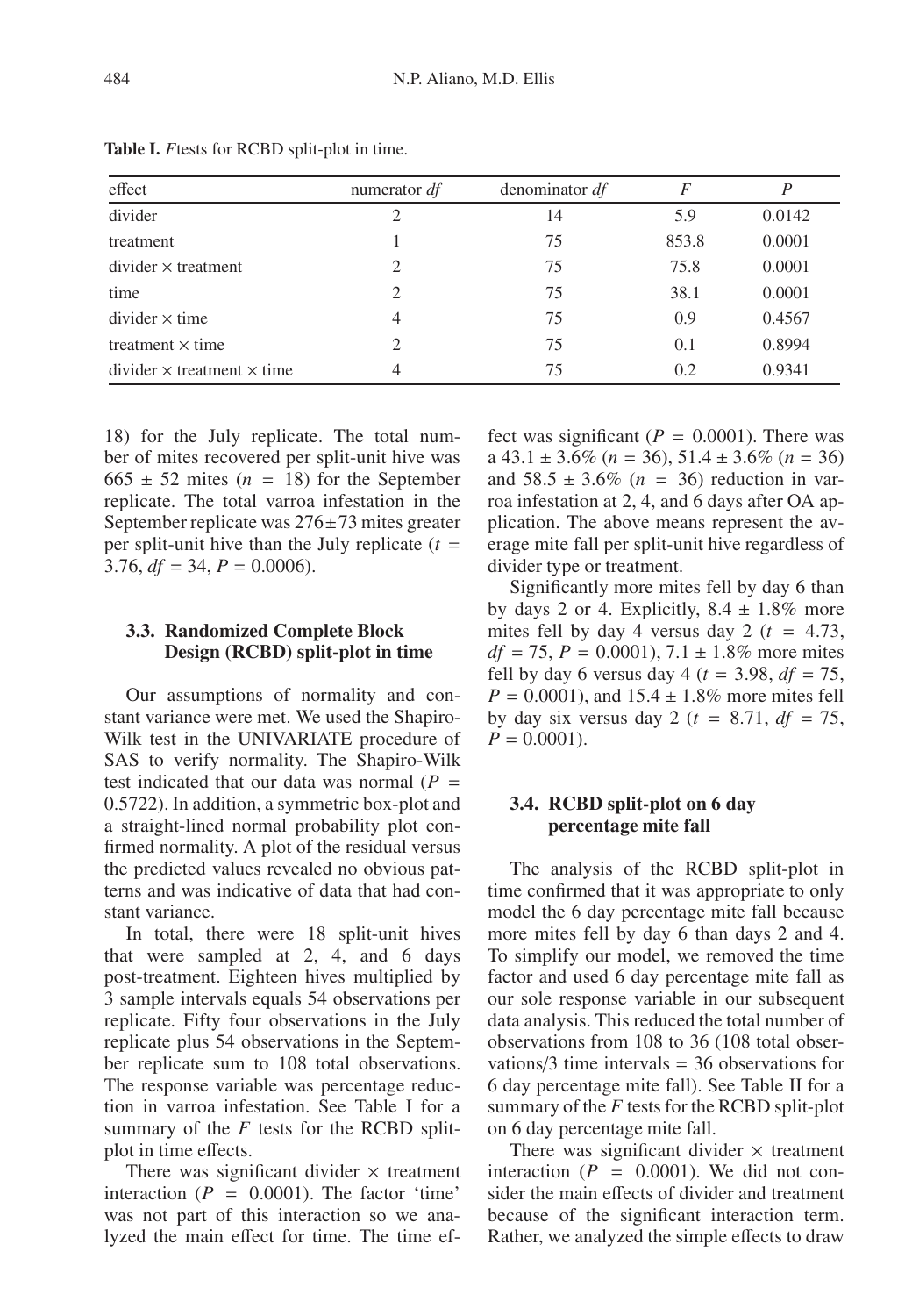**Table I.** *F* tests for RCBD split-plot in time.

| effect | numerator *df* | denominator *df* | *F* | *P* |
|---|---|---|---|---|
| divider | 2 | 14 | 5.9 | 0.0142 |
| treatment | 1 | 75 | 853.8 | 0.0001 |
| divider × treatment | 2 | 75 | 75.8 | 0.0001 |
| time | 2 | 75 | 38.1 | 0.0001 |
| divider × time | 4 | 75 | 0.9 | 0.4567 |
| treatment × time | 2 | 75 | 0.1 | 0.8994 |
| divider × treatment × time | 4 | 75 | 0.2 | 0.9341 |

18) for the July replicate. The total number of mites recovered per split-unit hive was 665 ± 52 mites ($n$ = 18) for the September replicate. The total varroa infestation in the September replicate was 276±73 mites greater per split-unit hive than the July replicate ($t$ = 3.76, $df$ = 34, $P$ = 0.0006).

### 3.3. Randomized Complete Block Design (RCBD) split-plot in time

Our assumptions of normality and constant variance were met. We used the Shapiro-Wilk test in the UNIVARIATE procedure of SAS to verify normality. The Shapiro-Wilk test indicated that our data was normal ($P$ = 0.5722). In addition, a symmetric box-plot and a straight-lined normal probability plot confirmed normality. A plot of the residual versus the predicted values revealed no obvious patterns and was indicative of data that had constant variance.

In total, there were 18 split-unit hives that were sampled at 2, 4, and 6 days post-treatment. Eighteen hives multiplied by 3 sample intervals equals 54 observations per replicate. Fifty four observations in the July replicate plus 54 observations in the September replicate sum to 108 total observations. The response variable was percentage reduction in varroa infestation. See Table I for a summary of the *F* tests for the RCBD split-plot in time effects.

There was significant divider × treatment interaction ($P$ = 0.0001). The factor 'time' was not part of this interaction so we analyzed the main effect for time. The time effect was significant ($P$ = 0.0001). There was a 43.1 ± 3.6% ($n$ = 36), 51.4 ± 3.6% ($n$ = 36) and 58.5 ± 3.6% ($n$ = 36) reduction in varroa infestation at 2, 4, and 6 days after OA application. The above means represent the average mite fall per split-unit hive regardless of divider type or treatment.

Significantly more mites fell by day 6 than by days 2 or 4. Explicitly, 8.4 ± 1.8% more mites fell by day 4 versus day 2 ($t$ = 4.73, $df$ = 75, $P$ = 0.0001), 7.1 ± 1.8% more mites fell by day 6 versus day 4 ($t$ = 3.98, $df$ = 75, $P$ = 0.0001), and 15.4 ± 1.8% more mites fell by day six versus day 2 ($t$ = 8.71, $df$ = 75, $P$ = 0.0001).

### 3.4. RCBD split-plot on 6 day percentage mite fall

The analysis of the RCBD split-plot in time confirmed that it was appropriate to only model the 6 day percentage mite fall because more mites fell by day 6 than days 2 and 4. To simplify our model, we removed the time factor and used 6 day percentage mite fall as our sole response variable in our subsequent data analysis. This reduced the total number of observations from 108 to 36 (108 total observations/3 time intervals = 36 observations for 6 day percentage mite fall). See Table II for a summary of the *F* tests for the RCBD split-plot on 6 day percentage mite fall.

There was significant divider × treatment interaction ($P$ = 0.0001). We did not consider the main effects of divider and treatment because of the significant interaction term. Rather, we analyzed the simple effects to draw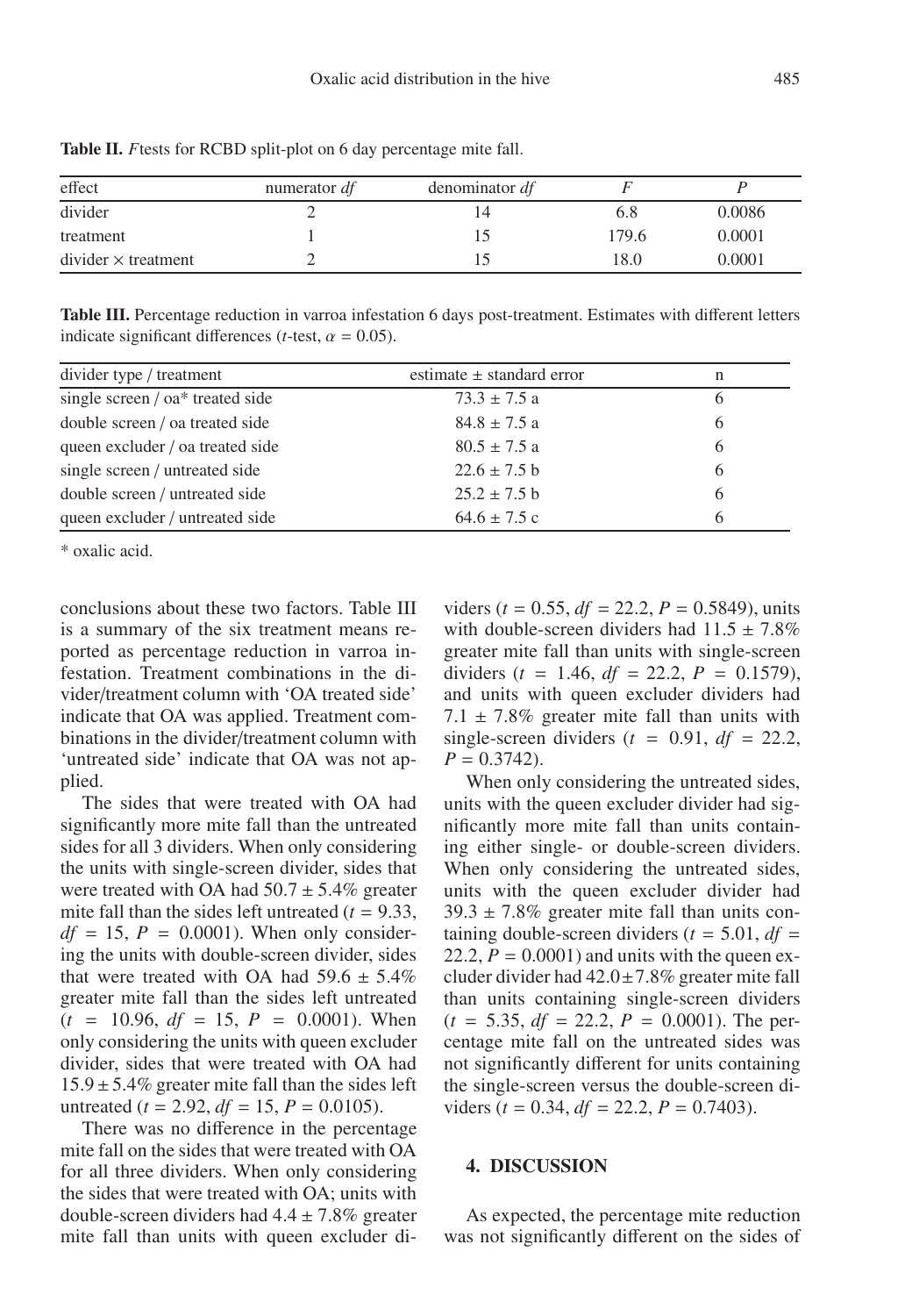**Table II.** *F* tests for RCBD split-plot on 6 day percentage mite fall.

| effect | numerator *df* | denominator *df* | *F* | *P* |
|---|---|---|---|---|
| divider | 2 | 14 | 6.8 | 0.0086 |
| treatment | 1 | 15 | 179.6 | 0.0001 |
| divider × treatment | 2 | 15 | 18.0 | 0.0001 |

**Table III.** Percentage reduction in varroa infestation 6 days post-treatment. Estimates with different letters indicate significant differences (*t*-test, $\alpha = 0.05$).

| divider type / treatment | estimate ± standard error | n |
|---|---|---|
| single screen / oa* treated side | 73.3 ± 7.5 a | 6 |
| double screen / oa treated side | 84.8 ± 7.5 a | 6 |
| queen excluder / oa treated side | 80.5 ± 7.5 a | 6 |
| single screen / untreated side | 22.6 ± 7.5 b | 6 |
| double screen / untreated side | 25.2 ± 7.5 b | 6 |
| queen excluder / untreated side | 64.6 ± 7.5 c | 6 |

\* oxalic acid.

conclusions about these two factors. Table III is a summary of the six treatment means reported as percentage reduction in varroa infestation. Treatment combinations in the divider/treatment column with 'OA treated side' indicate that OA was applied. Treatment combinations in the divider/treatment column with 'untreated side' indicate that OA was not applied.

The sides that were treated with OA had significantly more mite fall than the untreated sides for all 3 dividers. When only considering the units with single-screen divider, sides that were treated with OA had 50.7 ± 5.4% greater mite fall than the sides left untreated ($t = 9.33$, $df = 15$, $P = 0.0001$). When only considering the units with double-screen divider, sides that were treated with OA had 59.6 ± 5.4% greater mite fall than the sides left untreated ($t = 10.96$, $df = 15$, $P = 0.0001$). When only considering the units with queen excluder divider, sides that were treated with OA had 15.9 ± 5.4% greater mite fall than the sides left untreated ($t = 2.92$, $df = 15$, $P = 0.0105$).

There was no difference in the percentage mite fall on the sides that were treated with OA for all three dividers. When only considering the sides that were treated with OA; units with double-screen dividers had 4.4 ± 7.8% greater mite fall than units with queen excluder dividers ($t = 0.55$, $df = 22.2$, $P = 0.5849$), units with double-screen dividers had 11.5 ± 7.8% greater mite fall than units with single-screen dividers ($t = 1.46$, $df = 22.2$, $P = 0.1579$), and units with queen excluder dividers had 7.1 ± 7.8% greater mite fall than units with single-screen dividers ($t = 0.91$, $df = 22.2$, $P = 0.3742$).

When only considering the untreated sides, units with the queen excluder divider had significantly more mite fall than units containing either single- or double-screen dividers. When only considering the untreated sides, units with the queen excluder divider had 39.3 ± 7.8% greater mite fall than units containing double-screen dividers ($t = 5.01$, $df = 22.2$, $P = 0.0001$) and units with the queen excluder divider had 42.0 ± 7.8% greater mite fall than units containing single-screen dividers ($t = 5.35$, $df = 22.2$, $P = 0.0001$). The percentage mite fall on the untreated sides was not significantly different for units containing the single-screen versus the double-screen dividers ($t = 0.34$, $df = 22.2$, $P = 0.7403$).

## 4. DISCUSSION

As expected, the percentage mite reduction was not significantly different on the sides of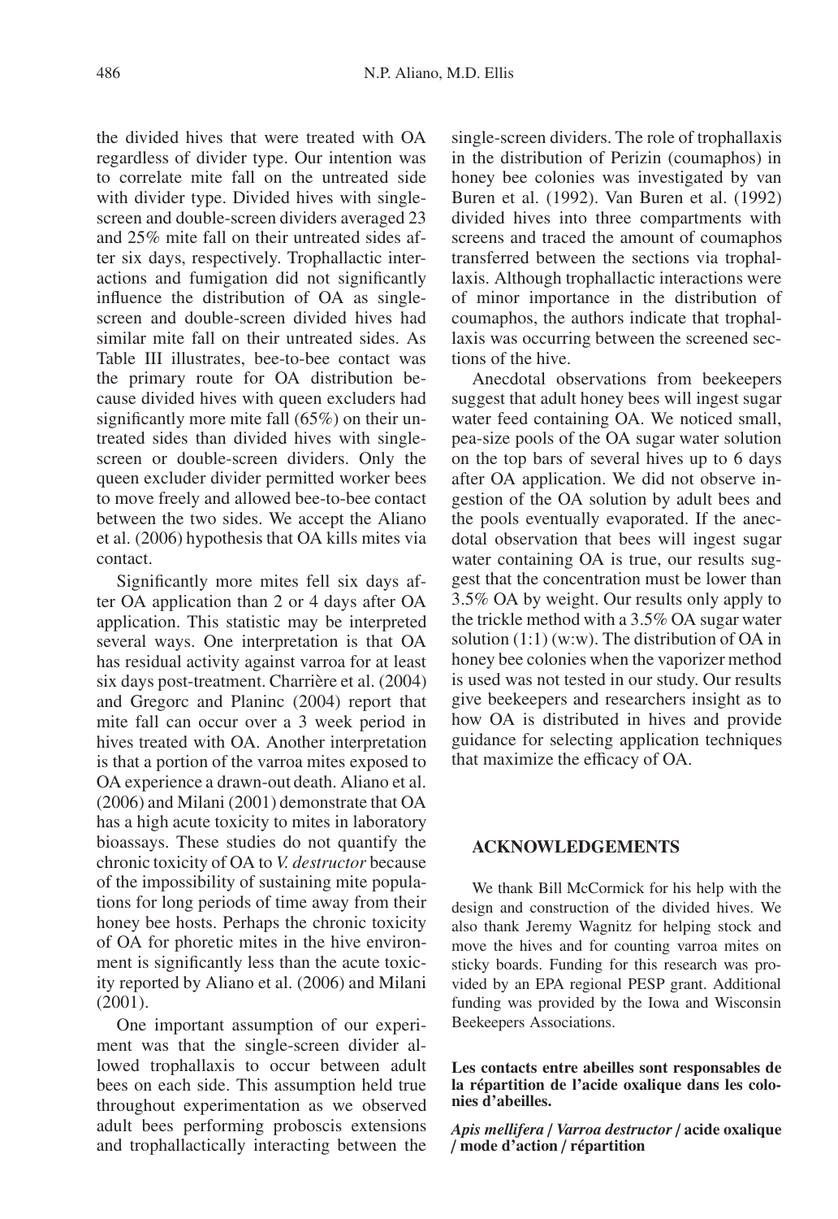the divided hives that were treated with OA regardless of divider type. Our intention was to correlate mite fall on the untreated side with divider type. Divided hives with single-screen and double-screen dividers averaged 23 and 25% mite fall on their untreated sides after six days, respectively. Trophallactic interactions and fumigation did not significantly influence the distribution of OA as single-screen and double-screen divided hives had similar mite fall on their untreated sides. As Table III illustrates, bee-to-bee contact was the primary route for OA distribution because divided hives with queen excluders had significantly more mite fall (65%) on their untreated sides than divided hives with single-screen or double-screen dividers. Only the queen excluder divider permitted worker bees to move freely and allowed bee-to-bee contact between the two sides. We accept the Aliano et al. (2006) hypothesis that OA kills mites via contact.

Significantly more mites fell six days after OA application than 2 or 4 days after OA application. This statistic may be interpreted several ways. One interpretation is that OA has residual activity against varroa for at least six days post-treatment. Charrière et al. (2004) and Gregorc and Planinc (2004) report that mite fall can occur over a 3 week period in hives treated with OA. Another interpretation is that a portion of the varroa mites exposed to OA experience a drawn-out death. Aliano et al. (2006) and Milani (2001) demonstrate that OA has a high acute toxicity to mites in laboratory bioassays. These studies do not quantify the chronic toxicity of OA to *V. destructor* because of the impossibility of sustaining mite populations for long periods of time away from their honey bee hosts. Perhaps the chronic toxicity of OA for phoretic mites in the hive environment is significantly less than the acute toxicity reported by Aliano et al. (2006) and Milani (2001).

One important assumption of our experiment was that the single-screen divider allowed trophallaxis to occur between adult bees on each side. This assumption held true throughout experimentation as we observed adult bees performing proboscis extensions and trophallactically interacting between the single-screen dividers. The role of trophallaxis in the distribution of Perizin (coumaphos) in honey bee colonies was investigated by van Buren et al. (1992). Van Buren et al. (1992) divided hives into three compartments with screens and traced the amount of coumaphos transferred between the sections via trophallaxis. Although trophallactic interactions were of minor importance in the distribution of coumaphos, the authors indicate that trophallaxis was occurring between the screened sections of the hive.

Anecdotal observations from beekeepers suggest that adult honey bees will ingest sugar water feed containing OA. We noticed small, pea-size pools of the OA sugar water solution on the top bars of several hives up to 6 days after OA application. We did not observe ingestion of the OA solution by adult bees and the pools eventually evaporated. If the anecdotal observation that bees will ingest sugar water containing OA is true, our results suggest that the concentration must be lower than 3.5% OA by weight. Our results only apply to the trickle method with a 3.5% OA sugar water solution (1:1) (w:w). The distribution of OA in honey bee colonies when the vaporizer method is used was not tested in our study. Our results give beekeepers and researchers insight as to how OA is distributed in hives and provide guidance for selecting application techniques that maximize the efficacy of OA.

## ACKNOWLEDGEMENTS

We thank Bill McCormick for his help with the design and construction of the divided hives. We also thank Jeremy Wagnitz for helping stock and move the hives and for counting varroa mites on sticky boards. Funding for this research was provided by an EPA regional PESP grant. Additional funding was provided by the Iowa and Wisconsin Beekeepers Associations.

**Les contacts entre abeilles sont responsables de la répartition de l'acide oxalique dans les colonies d'abeilles.**

***Apis mellifera* / *Varroa destructor* / acide oxalique / mode d'action / répartition**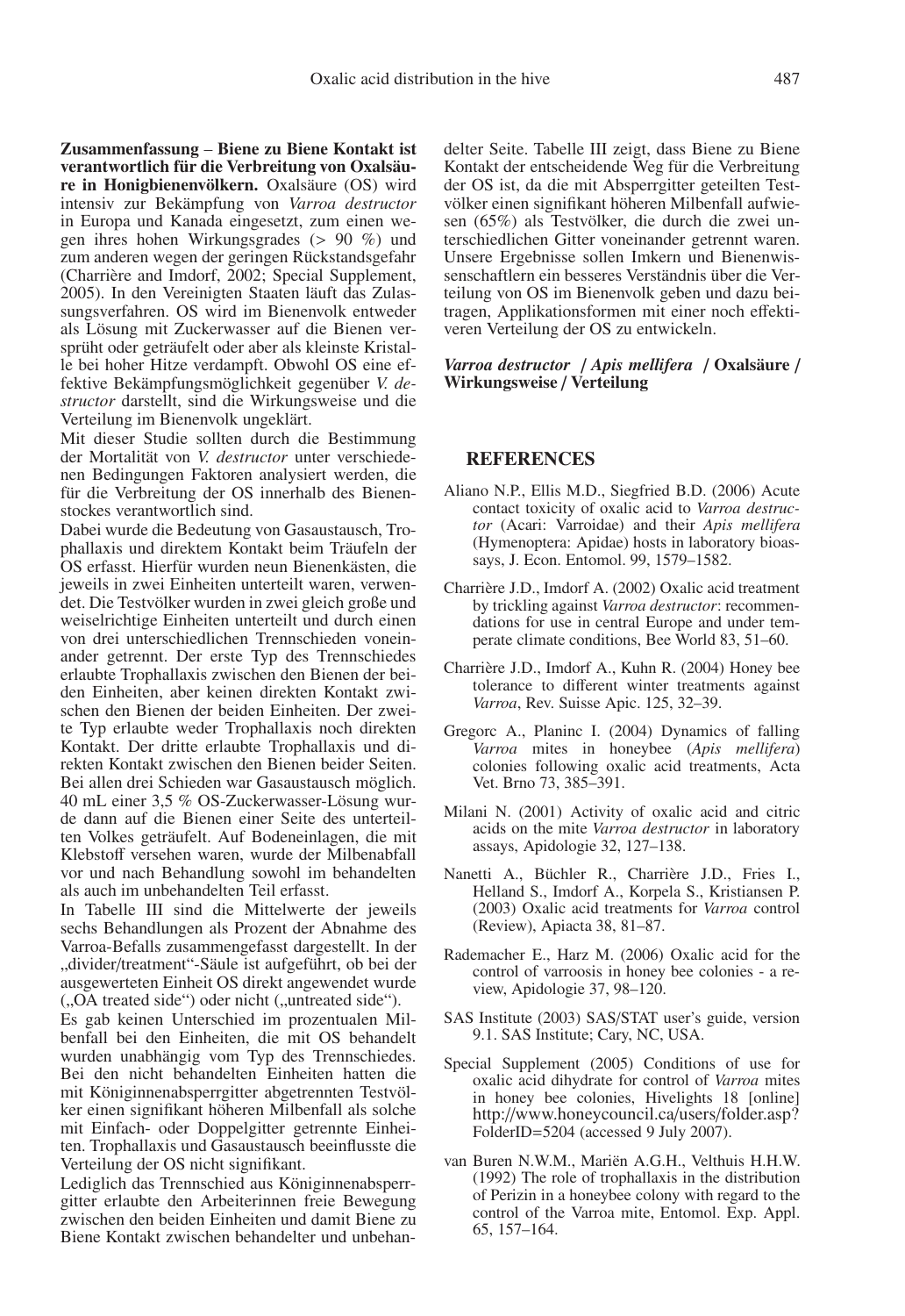**Zusammenfassung** – **Biene zu Biene Kontakt ist verantwortlich für die Verbreitung von Oxalsäure in Honigbienenvölkern.** Oxalsäure (OS) wird intensiv zur Bekämpfung von *Varroa destructor* in Europa und Kanada eingesetzt, zum einen wegen ihres hohen Wirkungsgrades (> 90 %) und zum anderen wegen der geringen Rückstandsgefahr (Charrière and Imdorf, 2002; Special Supplement, 2005). In den Vereinigten Staaten läuft das Zulassungsverfahren. OS wird im Bienenvolk entweder als Lösung mit Zuckerwasser auf die Bienen versprüht oder geträufelt oder aber als kleinste Kristalle bei hoher Hitze verdampft. Obwohl OS eine effektive Bekämpfungsmöglichkeit gegenüber *V. destructor* darstellt, sind die Wirkungsweise und die Verteilung im Bienenvolk ungeklärt.

Mit dieser Studie sollten durch die Bestimmung der Mortalität von *V. destructor* unter verschiedenen Bedingungen Faktoren analysiert werden, die für die Verbreitung der OS innerhalb des Bienenstockes verantwortlich sind.

Dabei wurde die Bedeutung von Gasaustausch, Trophallaxis und direktem Kontakt beim Träufeln der OS erfasst. Hierfür wurden neun Bienenkästen, die jeweils in zwei Einheiten unterteilt waren, verwendet. Die Testvölker wurden in zwei gleich große und weiselrichtige Einheiten unterteilt und durch einen von drei unterschiedlichen Trennschieden voneinander getrennt. Der erste Typ des Trennschiedes erlaubte Trophallaxis zwischen den Bienen der beiden Einheiten, aber keinen direkten Kontakt zwischen den Bienen der beiden Einheiten. Der zweite Typ erlaubte weder Trophallaxis noch direkten Kontakt. Der dritte erlaubte Trophallaxis und direkten Kontakt zwischen den Bienen beider Seiten. Bei allen drei Schieden war Gasaustausch möglich. 40 mL einer 3,5 % OS-Zuckerwasser-Lösung wurde dann auf die Bienen einer Seite des unterteilten Volkes geträufelt. Auf Bodeneinlagen, die mit Klebstoff versehen waren, wurde der Milbenabfall vor und nach Behandlung sowohl im behandelten als auch im unbehandelten Teil erfasst.

In Tabelle III sind die Mittelwerte der jeweils sechs Behandlungen als Prozent der Abnahme des Varroa-Befalls zusammengefasst dargestellt. In der „divider/treatment"-Säule ist aufgeführt, ob bei der ausgewerteten Einheit OS direkt angewendet wurde („OA treated side") oder nicht („untreated side").

Es gab keinen Unterschied im prozentualen Milbenfall bei den Einheiten, die mit OS behandelt wurden unabhängig vom Typ des Trennschiedes. Bei den nicht behandelten Einheiten hatten die mit Königinnenabsperrgitter abgetrennten Testvölker einen signifikant höheren Milbenfall als solche mit Einfach- oder Doppelgitter getrennte Einheiten. Trophallaxis und Gasaustausch beeinflusste die Verteilung der OS nicht signifikant.

Lediglich das Trennschied aus Königinnenabsperrgitter erlaubte den Arbeiterinnen freie Bewegung zwischen den beiden Einheiten und damit Biene zu Biene Kontakt zwischen behandelter und unbehandelter Seite. Tabelle III zeigt, dass Biene zu Biene Kontakt der entscheidende Weg für die Verbreitung der OS ist, da die mit Absperrgitter geteilten Testvölker einen signifikant höheren Milbenfall aufwiesen (65%) als Testvölker, die durch die zwei unterschiedlichen Gitter voneinander getrennt waren. Unsere Ergebnisse sollen Imkern und Bienenwissenschaftlern ein besseres Verständnis über die Verteilung von OS im Bienenvolk geben und dazu beitragen, Applikationsformen mit einer noch effektiveren Verteilung der OS zu entwickeln.

***Varroa destructor* / *Apis mellifera* / Oxalsäure / Wirkungsweise / Verteilung**

## REFERENCES

Aliano N.P., Ellis M.D., Siegfried B.D. (2006) Acute contact toxicity of oxalic acid to *Varroa destructor* (Acari: Varroidae) and their *Apis mellifera* (Hymenoptera: Apidae) hosts in laboratory bioassays, J. Econ. Entomol. 99, 1579–1582.

Charrière J.D., Imdorf A. (2002) Oxalic acid treatment by trickling against *Varroa destructor*: recommendations for use in central Europe and under temperate climate conditions, Bee World 83, 51–60.

Charrière J.D., Imdorf A., Kuhn R. (2004) Honey bee tolerance to different winter treatments against *Varroa*, Rev. Suisse Apic. 125, 32–39.

Gregorc A., Planinc I. (2004) Dynamics of falling *Varroa* mites in honeybee (*Apis mellifera*) colonies following oxalic acid treatments, Acta Vet. Brno 73, 385–391.

Milani N. (2001) Activity of oxalic acid and citric acids on the mite *Varroa destructor* in laboratory assays, Apidologie 32, 127–138.

Nanetti A., Büchler R., Charrière J.D., Fries I., Helland S., Imdorf A., Korpela S., Kristiansen P. (2003) Oxalic acid treatments for *Varroa* control (Review), Apiacta 38, 81–87.

Rademacher E., Harz M. (2006) Oxalic acid for the control of varroosis in honey bee colonies - a review, Apidologie 37, 98–120.

SAS Institute (2003) SAS/STAT user's guide, version 9.1. SAS Institute; Cary, NC, USA.

Special Supplement (2005) Conditions of use for oxalic acid dihydrate for control of *Varroa* mites in honey bee colonies, Hivelights 18 [online] http://www.honeycouncil.ca/users/folder.asp?FolderID=5204 (accessed 9 July 2007).

van Buren N.W.M., Mariën A.G.H., Velthuis H.H.W. (1992) The role of trophallaxis in the distribution of Perizin in a honeybee colony with regard to the control of the Varroa mite, Entomol. Exp. Appl. 65, 157–164.